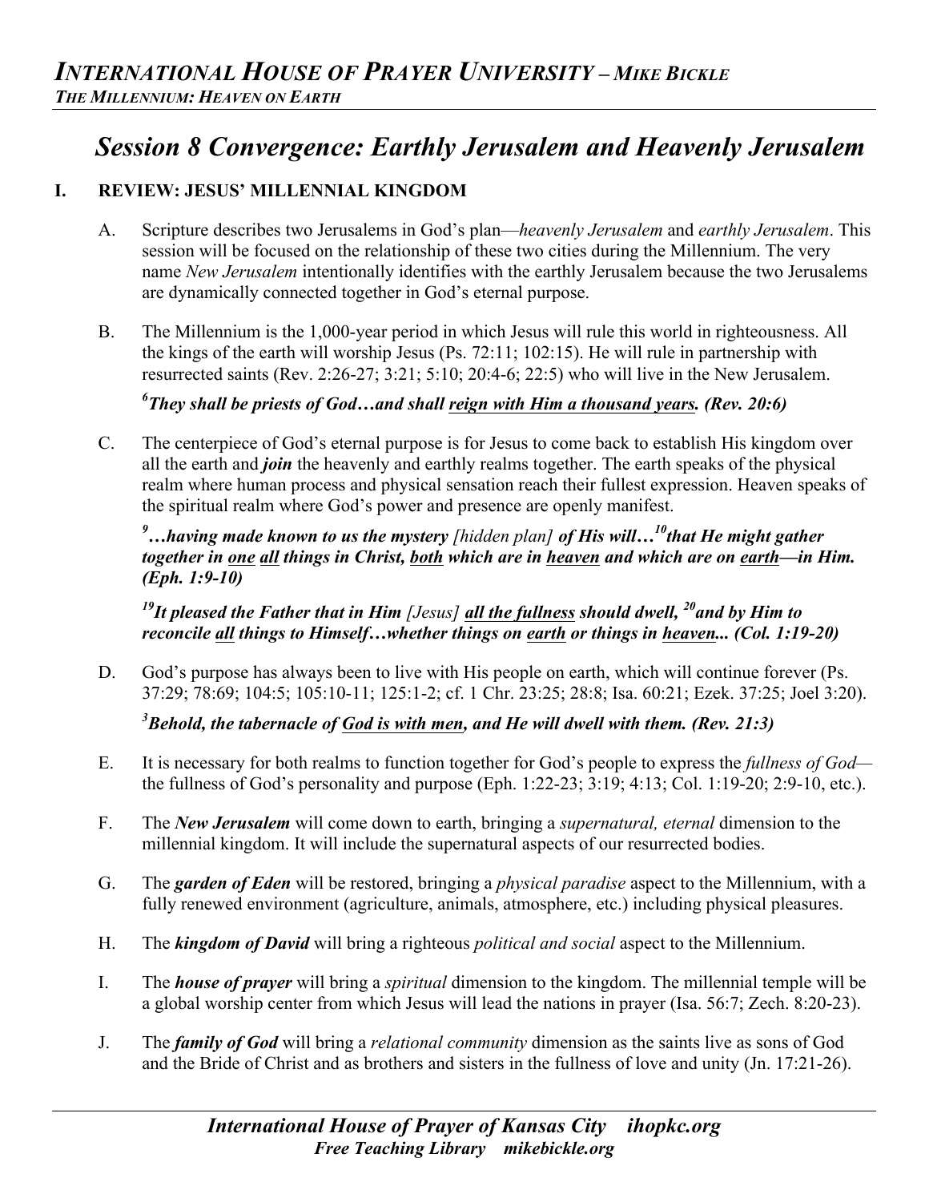# Session 8 Convergence: Earthly Jerusalem and Heavenly Jerusalem

## I. REVIEW: JESUS' MILLENNIAL KINGDOM

A. Scripture describes two Jerusalems in God's plan—*heavenly Jerusalem* and *earthly Jerusalem*. This session will be focused on the relationship of these two cities during the Millennium. The very name *New Jerusalem* intentionally identifies with the earthly Jerusalem because the two Jerusalems are dynamically connected together in God's eternal purpose.

B. The Millennium is the 1,000-year period in which Jesus will rule this world in righteousness. All the kings of the earth will worship Jesus (Ps. 72:11; 102:15). He will rule in partnership with resurrected saints (Rev. 2:26-27; 3:21; 5:10; 20:4-6; 22:5) who will live in the New Jerusalem.

***[6]They shall be priests of God…and shall reign with Him a thousand years. (Rev. 20:6)***

C. The centerpiece of God's eternal purpose is for Jesus to come back to establish His kingdom over all the earth and ***join*** the heavenly and earthly realms together. The earth speaks of the physical realm where human process and physical sensation reach their fullest expression. Heaven speaks of the spiritual realm where God's power and presence are openly manifest.

***[9]…having made known to us the mystery** [hidden plan] **of His will…[10]that He might gather together in one all things in Christ, both which are in heaven and which are on earth—in Him. (Eph. 1:9-10)***

***[19]It pleased the Father that in Him** [Jesus] **all the fullness should dwell, [20]and by Him to reconcile all things to Himself…whether things on earth or things in heaven... (Col. 1:19-20)***

D. God's purpose has always been to live with His people on earth, which will continue forever (Ps. 37:29; 78:69; 104:5; 105:10-11; 125:1-2; cf. 1 Chr. 23:25; 28:8; Isa. 60:21; Ezek. 37:25; Joel 3:20).

***[3]Behold, the tabernacle of God is with men, and He will dwell with them. (Rev. 21:3)***

E. It is necessary for both realms to function together for God's people to express the *fullness of God*—the fullness of God's personality and purpose (Eph. 1:22-23; 3:19; 4:13; Col. 1:19-20; 2:9-10, etc.).

F. The ***New Jerusalem*** will come down to earth, bringing a *supernatural, eternal* dimension to the millennial kingdom. It will include the supernatural aspects of our resurrected bodies.

G. The ***garden of Eden*** will be restored, bringing a *physical paradise* aspect to the Millennium, with a fully renewed environment (agriculture, animals, atmosphere, etc.) including physical pleasures.

H. The ***kingdom of David*** will bring a righteous *political and social* aspect to the Millennium.

I. The ***house of prayer*** will bring a *spiritual* dimension to the kingdom. The millennial temple will be a global worship center from which Jesus will lead the nations in prayer (Isa. 56:7; Zech. 8:20-23).

J. The ***family of God*** will bring a *relational community* dimension as the saints live as sons of God and the Bride of Christ and as brothers and sisters in the fullness of love and unity (Jn. 17:21-26).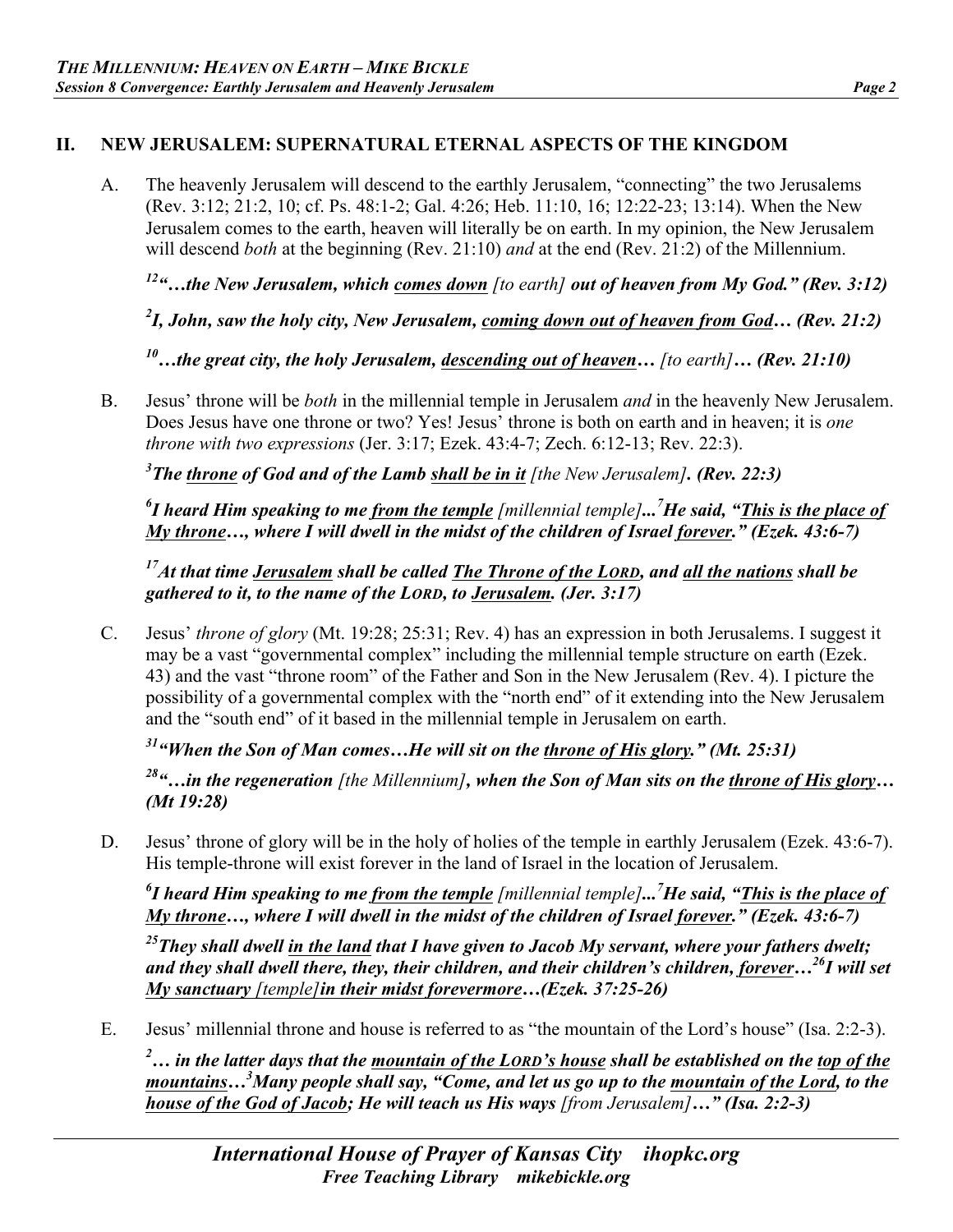## II. NEW JERUSALEM: SUPERNATURAL ETERNAL ASPECTS OF THE KINGDOM

A. The heavenly Jerusalem will descend to the earthly Jerusalem, "connecting" the two Jerusalems (Rev. 3:12; 21:2, 10; cf. Ps. 48:1-2; Gal. 4:26; Heb. 11:10, 16; 12:22-23; 13:14). When the New Jerusalem comes to the earth, heaven will literally be on earth. In my opinion, the New Jerusalem will descend *both* at the beginning (Rev. 21:10) *and* at the end (Rev. 21:2) of the Millennium.

> [12]***"…the New Jerusalem, which <u>comes down</u>*** *[to earth]* ***out of heaven from My God." (Rev. 3:12)***
>
> [2]***I, John, saw the holy city, New Jerusalem, <u>coming down out of heaven from God</u>… (Rev. 21:2)***
>
> [10]***…the great city, the holy Jerusalem, <u>descending out of heaven</u>…*** *[to earth]* ***… (Rev. 21:10)***

B. Jesus' throne will be *both* in the millennial temple in Jerusalem *and* in the heavenly New Jerusalem. Does Jesus have one throne or two? Yes! Jesus' throne is both on earth and in heaven; it is *one throne with two expressions* (Jer. 3:17; Ezek. 43:4-7; Zech. 6:12-13; Rev. 22:3).

> [3]***The <u>throne</u> of God and of the Lamb <u>shall be in it</u>*** *[the New Jerusalem]*. ***(Rev. 22:3)***
>
> [6]***I heard Him speaking to me <u>from the temple</u>*** *[millennial temple]*...[7]***He said, "<u>This is the place of My throne</u>…, where I will dwell in the midst of the children of Israel <u>forever</u>." (Ezek. 43:6-7)***
>
> [17]***At that time <u>Jerusalem</u> shall be called <u>The Throne of the LORD</u>, and <u>all the nations</u> shall be gathered to it, to the name of the LORD, to <u>Jerusalem</u>. (Jer. 3:17)***

C. Jesus' *throne of glory* (Mt. 19:28; 25:31; Rev. 4) has an expression in both Jerusalems. I suggest it may be a vast "governmental complex" including the millennial temple structure on earth (Ezek. 43) and the vast "throne room" of the Father and Son in the New Jerusalem (Rev. 4). I picture the possibility of a governmental complex with the "north end" of it extending into the New Jerusalem and the "south end" of it based in the millennial temple in Jerusalem on earth.

> [31]***"When the Son of Man comes…He will sit on the <u>throne of His glory</u>." (Mt. 25:31)***
>
> [28]***"…in the regeneration*** *[the Millennium]*, ***when the Son of Man sits on the <u>throne of His glory</u>… (Mt 19:28)***

D. Jesus' throne of glory will be in the holy of holies of the temple in earthly Jerusalem (Ezek. 43:6-7). His temple-throne will exist forever in the land of Israel in the location of Jerusalem.

> [6]***I heard Him speaking to me <u>from the temple</u>*** *[millennial temple]*...[7]***He said, "<u>This is the place of My throne</u>…, where I will dwell in the midst of the children of Israel <u>forever</u>." (Ezek. 43:6-7)***
>
> [25]***They shall dwell <u>in the land</u> that I have given to Jacob My servant, where your fathers dwelt; and they shall dwell there, they, their children, and their children's children, <u>forever</u>…***[26]***I will set <u>My sanctuary</u>*** *[temple]* ***<u>in their midst forevermore</u>…(Ezek. 37:25-26)***

E. Jesus' millennial throne and house is referred to as "the mountain of the Lord's house" (Isa. 2:2-3).

> [2]***… in the latter days that the <u>mountain of the LORD's house</u> shall be established on the <u>top of the mountains</u>…***[3]***Many people shall say, "Come, and let us go up to the <u>mountain of the Lord</u>, to the <u>house of the God of Jacob</u>; He will teach us His ways*** *[from Jerusalem]* ***…" (Isa. 2:2-3)***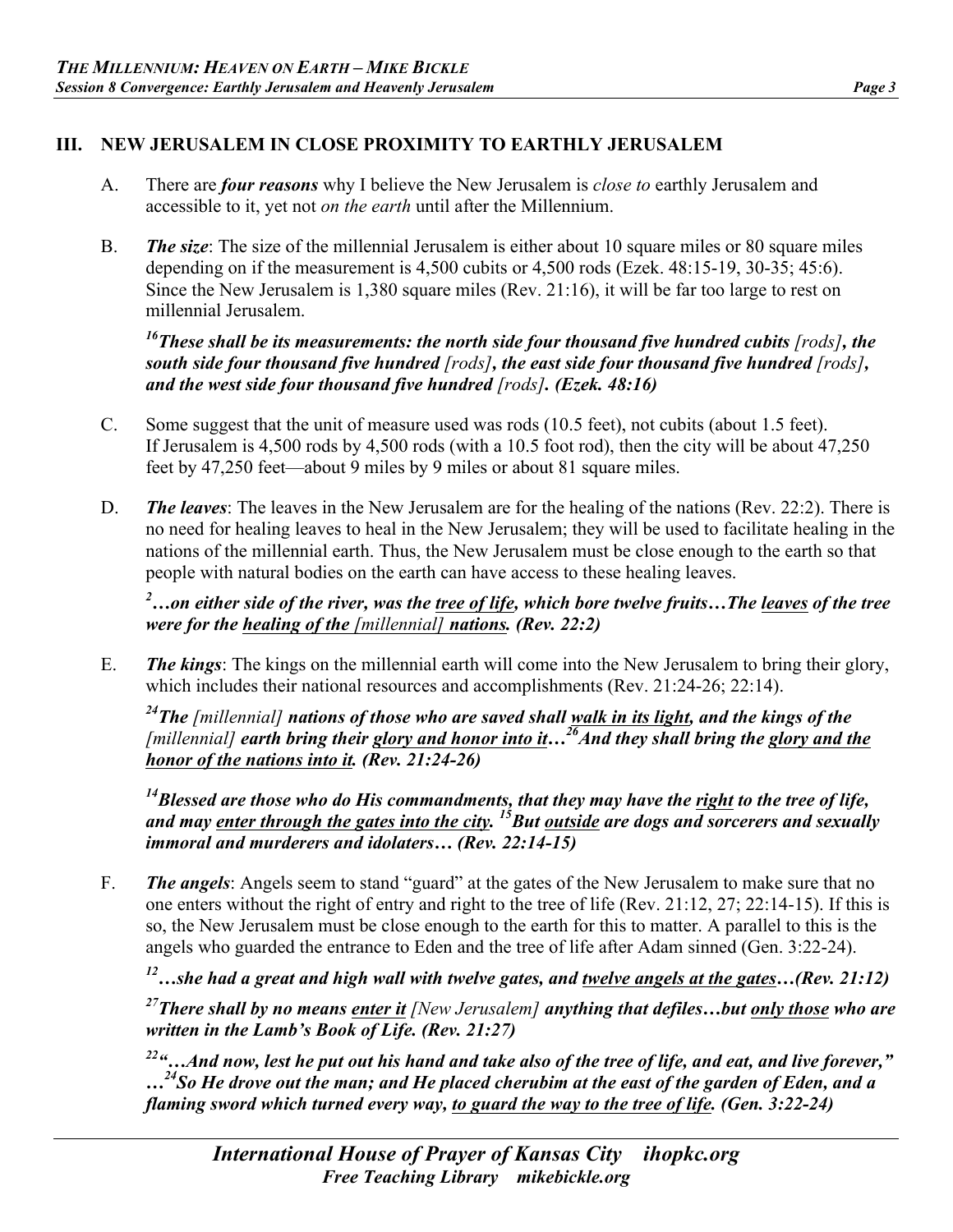## III. NEW JERUSALEM IN CLOSE PROXIMITY TO EARTHLY JERUSALEM

A. There are ***four reasons*** why I believe the New Jerusalem is *close to* earthly Jerusalem and accessible to it, yet not *on the earth* until after the Millennium.

B. ***The size***: The size of the millennial Jerusalem is either about 10 square miles or 80 square miles depending on if the measurement is 4,500 cubits or 4,500 rods (Ezek. 48:15-19, 30-35; 45:6). Since the New Jerusalem is 1,380 square miles (Rev. 21:16), it will be far too large to rest on millennial Jerusalem.

***[16]These shall be its measurements: the north side four thousand five hundred cubits** [rods]**, the south side four thousand five hundred** [rods]**, the east side four thousand five hundred** [rods]**, and the west side four thousand five hundred** [rods]**. (Ezek. 48:16)***

C. Some suggest that the unit of measure used was rods (10.5 feet), not cubits (about 1.5 feet). If Jerusalem is 4,500 rods by 4,500 rods (with a 10.5 foot rod), then the city will be about 47,250 feet by 47,250 feet—about 9 miles by 9 miles or about 81 square miles.

D. ***The leaves***: The leaves in the New Jerusalem are for the healing of the nations (Rev. 22:2). There is no need for healing leaves to heal in the New Jerusalem; they will be used to facilitate healing in the nations of the millennial earth. Thus, the New Jerusalem must be close enough to the earth so that people with natural bodies on the earth can have access to these healing leaves.

***[2]…on either side of the river, was the <u>tree of life</u>, which bore twelve fruits…The <u>leaves</u> of the tree were for the <u>healing of the</u>** <u>[millennial]</u> **<u>nations</u>. (Rev. 22:2)***

E. ***The kings***: The kings on the millennial earth will come into the New Jerusalem to bring their glory, which includes their national resources and accomplishments (Rev. 21:24-26; 22:14).

***[24]The** [millennial] **nations of those who are saved shall <u>walk in its light</u>, and the kings of the** [millennial] **earth bring their <u>glory and honor into it</u>…[26]And they shall bring the <u>glory and the honor of the nations into it</u>. (Rev. 21:24-26)***

***[14]Blessed are those who do His commandments, that they may have the <u>right</u> to the tree of life, and may <u>enter through the gates into the city</u>. [15]But <u>outside</u> are dogs and sorcerers and sexually immoral and murderers and idolaters… (Rev. 22:14-15)***

F. ***The angels***: Angels seem to stand "guard" at the gates of the New Jerusalem to make sure that no one enters without the right of entry and right to the tree of life (Rev. 21:12, 27; 22:14-15). If this is so, the New Jerusalem must be close enough to the earth for this to matter. A parallel to this is the angels who guarded the entrance to Eden and the tree of life after Adam sinned (Gen. 3:22-24).

***[12]…she had a great and high wall with twelve gates, and <u>twelve angels at the gates</u>…(Rev. 21:12)***

***[27]There shall by no means <u>enter it</u>** [New Jerusalem] **anything that defiles…but <u>only those</u> who are written in the Lamb's Book of Life. (Rev. 21:27)***

***[22]"…And now, lest he put out his hand and take also of the tree of life, and eat, and live forever," …[24]So He drove out the man; and He placed cherubim at the east of the garden of Eden, and a flaming sword which turned every way, <u>to guard the way to the tree of life</u>. (Gen. 3:22-24)***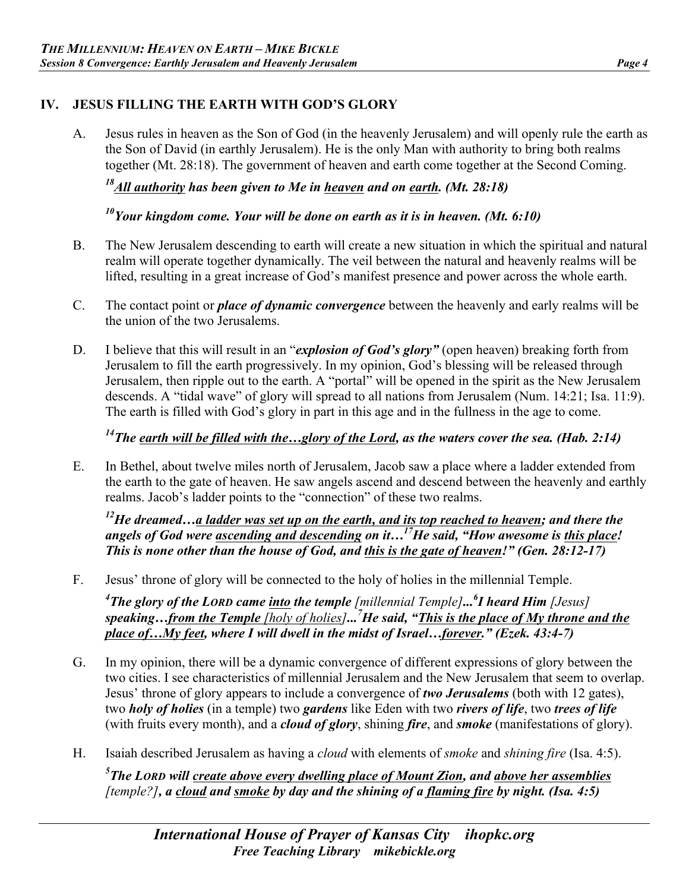## IV. JESUS FILLING THE EARTH WITH GOD'S GLORY

A. Jesus rules in heaven as the Son of God (in the heavenly Jerusalem) and will openly rule the earth as the Son of David (in earthly Jerusalem). He is the only Man with authority to bring both realms together (Mt. 28:18). The government of heaven and earth come together at the Second Coming.

***[18]All authority has been given to Me in heaven and on earth. (Mt. 28:18)***

***[10]Your kingdom come. Your will be done on earth as it is in heaven. (Mt. 6:10)***

B. The New Jerusalem descending to earth will create a new situation in which the spiritual and natural realm will operate together dynamically. The veil between the natural and heavenly realms will be lifted, resulting in a great increase of God's manifest presence and power across the whole earth.

C. The contact point or ***place of dynamic convergence*** between the heavenly and early realms will be the union of the two Jerusalems.

D. I believe that this will result in an "***explosion of God's glory"*** (open heaven) breaking forth from Jerusalem to fill the earth progressively. In my opinion, God's blessing will be released through Jerusalem, then ripple out to the earth. A "portal" will be opened in the spirit as the New Jerusalem descends. A "tidal wave" of glory will spread to all nations from Jerusalem (Num. 14:21; Isa. 11:9). The earth is filled with God's glory in part in this age and in the fullness in the age to come.

***[14]The earth will be filled with the…glory of the Lord, as the waters cover the sea. (Hab. 2:14)***

E. In Bethel, about twelve miles north of Jerusalem, Jacob saw a place where a ladder extended from the earth to the gate of heaven. He saw angels ascend and descend between the heavenly and earthly realms. Jacob's ladder points to the "connection" of these two realms.

***[12]He dreamed…a ladder was set up on the earth, and its top reached to heaven; and there the angels of God were ascending and descending on it…[17]He said, "How awesome is this place! This is none other than the house of God, and this is the gate of heaven!" (Gen. 28:12-17)***

F. Jesus' throne of glory will be connected to the holy of holies in the millennial Temple.

***[4]The glory of the LORD came into the temple*** *[millennial Temple]****...[6]I heard Him*** *[Jesus]* ***speaking…from the Temple*** *[holy of holies]****...[7]He said, "This is the place of My throne and the place of…My feet, where I will dwell in the midst of Israel…forever." (Ezek. 43:4-7)***

G. In my opinion, there will be a dynamic convergence of different expressions of glory between the two cities. I see characteristics of millennial Jerusalem and the New Jerusalem that seem to overlap. Jesus' throne of glory appears to include a convergence of ***two Jerusalems*** (both with 12 gates), two ***holy of holies*** (in a temple) two ***gardens*** like Eden with two ***rivers of life***, two ***trees of life*** (with fruits every month), and a ***cloud of glory***, shining ***fire***, and ***smoke*** (manifestations of glory).

H. Isaiah described Jerusalem as having a *cloud* with elements of *smoke* and *shining fire* (Isa. 4:5).

***[5]The LORD will create above every dwelling place of Mount Zion, and above her assemblies*** *[temple?]****, a cloud and smoke by day and the shining of a flaming fire by night. (Isa. 4:5)***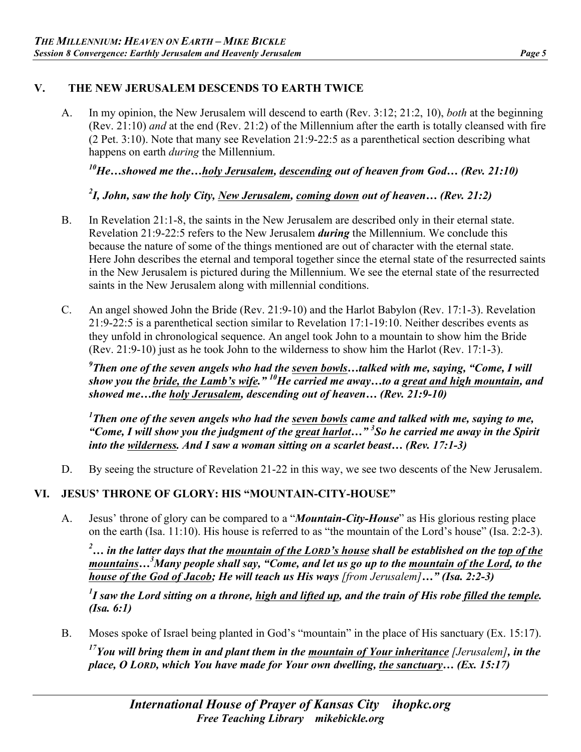## V. THE NEW JERUSALEM DESCENDS TO EARTH TWICE

A. In my opinion, the New Jerusalem will descend to earth (Rev. 3:12; 21:2, 10), *both* at the beginning (Rev. 21:10) *and* at the end (Rev. 21:2) of the Millennium after the earth is totally cleansed with fire (2 Pet. 3:10). Note that many see Revelation 21:9-22:5 as a parenthetical section describing what happens on earth *during* the Millennium.

***[10]He…showed me the…holy Jerusalem, descending out of heaven from God… (Rev. 21:10)***

***[2]I, John, saw the holy City, New Jerusalem, coming down out of heaven… (Rev. 21:2)***

B. In Revelation 21:1-8, the saints in the New Jerusalem are described only in their eternal state. Revelation 21:9-22:5 refers to the New Jerusalem ***during*** the Millennium. We conclude this because the nature of some of the things mentioned are out of character with the eternal state. Here John describes the eternal and temporal together since the eternal state of the resurrected saints in the New Jerusalem is pictured during the Millennium. We see the eternal state of the resurrected saints in the New Jerusalem along with millennial conditions.

C. An angel showed John the Bride (Rev. 21:9-10) and the Harlot Babylon (Rev. 17:1-3). Revelation 21:9-22:5 is a parenthetical section similar to Revelation 17:1-19:10. Neither describes events as they unfold in chronological sequence. An angel took John to a mountain to show him the Bride (Rev. 21:9-10) just as he took John to the wilderness to show him the Harlot (Rev. 17:1-3).

***[9]Then one of the seven angels who had the seven bowls…talked with me, saying, "Come, I will show you the bride, the Lamb's wife." [10]He carried me away…to a great and high mountain, and showed me…the holy Jerusalem, descending out of heaven… (Rev. 21:9-10)***

***[1]Then one of the seven angels who had the seven bowls came and talked with me, saying to me, "Come, I will show you the judgment of the great harlot…" [3]So he carried me away in the Spirit into the wilderness. And I saw a woman sitting on a scarlet beast… (Rev. 17:1-3)***

D. By seeing the structure of Revelation 21-22 in this way, we see two descents of the New Jerusalem.

## VI. JESUS' THRONE OF GLORY: HIS "MOUNTAIN-CITY-HOUSE"

A. Jesus' throne of glory can be compared to a "***Mountain-City-House***" as His glorious resting place on the earth (Isa. 11:10). His house is referred to as "the mountain of the Lord's house" (Isa. 2:2-3).

***[2]… in the latter days that the mountain of the LORD's house shall be established on the top of the mountains…[3]Many people shall say, "Come, and let us go up to the mountain of the Lord, to the house of the God of Jacob; He will teach us His ways*** *[from Jerusalem]* ***…" (Isa. 2:2-3)***

***[1]I saw the Lord sitting on a throne, high and lifted up, and the train of His robe filled the temple. (Isa. 6:1)***

B. Moses spoke of Israel being planted in God's "mountain" in the place of His sanctuary (Ex. 15:17).

***[17]You will bring them in and plant them in the mountain of Your inheritance*** *[Jerusalem]****, in the place, O LORD, which You have made for Your own dwelling, the sanctuary… (Ex. 15:17)***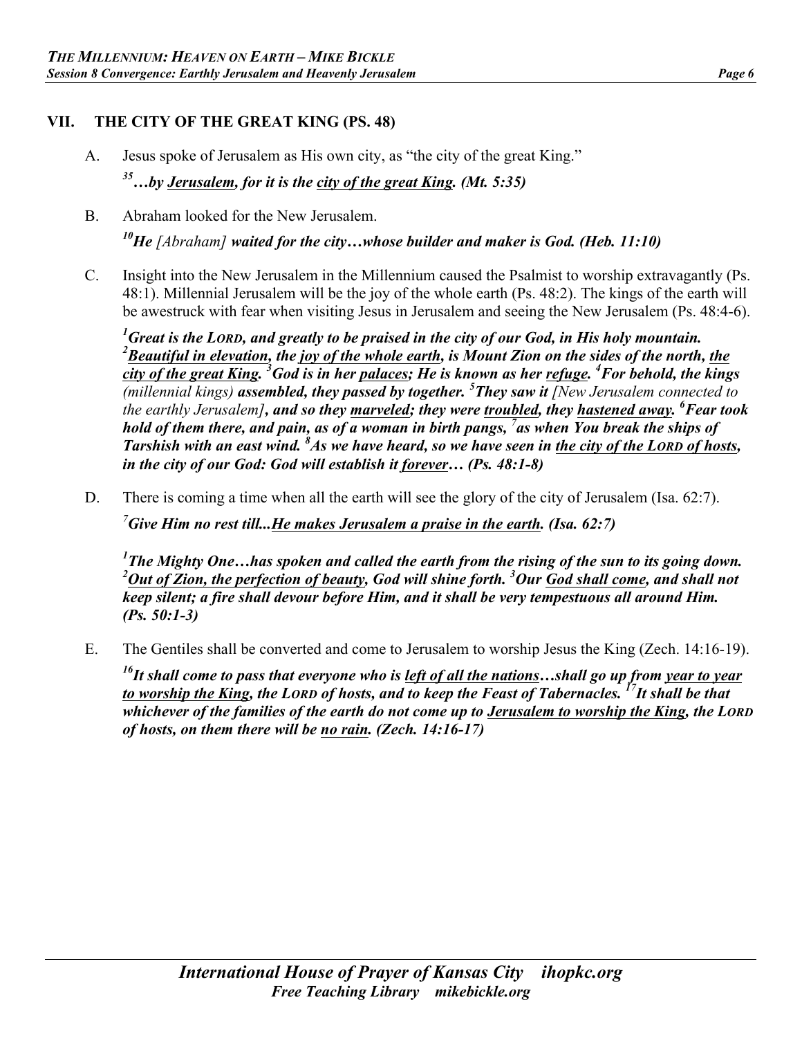## VII. THE CITY OF THE GREAT KING (PS. 48)

A. Jesus spoke of Jerusalem as His own city, as "the city of the great King."

***[35]…by Jerusalem, for it is the city of the great King. (Mt. 5:35)***

B. Abraham looked for the New Jerusalem.

***[10]He** [Abraham] **waited for the city…whose builder and maker is God. (Heb. 11:10)***

C. Insight into the New Jerusalem in the Millennium caused the Psalmist to worship extravagantly (Ps. 48:1). Millennial Jerusalem will be the joy of the whole earth (Ps. 48:2). The kings of the earth will be awestruck with fear when visiting Jesus in Jerusalem and seeing the New Jerusalem (Ps. 48:4-6).

***[1]Great is the LORD, and greatly to be praised in the city of our God, in His holy mountain. [2]Beautiful in elevation, the joy of the whole earth, is Mount Zion on the sides of the north, the city of the great King. [3]God is in her palaces; He is known as her refuge. [4]For behold, the kings** (millennial kings) **assembled, they passed by together. [5]They saw it** [New Jerusalem connected to the earthly Jerusalem]**, and so they marveled; they were troubled, they hastened away. [6]Fear took hold of them there, and pain, as of a woman in birth pangs, [7]as when You break the ships of Tarshish with an east wind. [8]As we have heard, so we have seen in the city of the LORD of hosts, in the city of our God: God will establish it forever… (Ps. 48:1-8)***

D. There is coming a time when all the earth will see the glory of the city of Jerusalem (Isa. 62:7).

***[7]Give Him no rest till...He makes Jerusalem a praise in the earth. (Isa. 62:7)***

***[1]The Mighty One…has spoken and called the earth from the rising of the sun to its going down. [2]Out of Zion, the perfection of beauty, God will shine forth. [3]Our God shall come, and shall not keep silent; a fire shall devour before Him, and it shall be very tempestuous all around Him. (Ps. 50:1-3)***

E. The Gentiles shall be converted and come to Jerusalem to worship Jesus the King (Zech. 14:16-19).

***[16]It shall come to pass that everyone who is left of all the nations…shall go up from year to year to worship the King, the LORD of hosts, and to keep the Feast of Tabernacles. [17]It shall be that whichever of the families of the earth do not come up to Jerusalem to worship the King, the LORD of hosts, on them there will be no rain. (Zech. 14:16-17)***